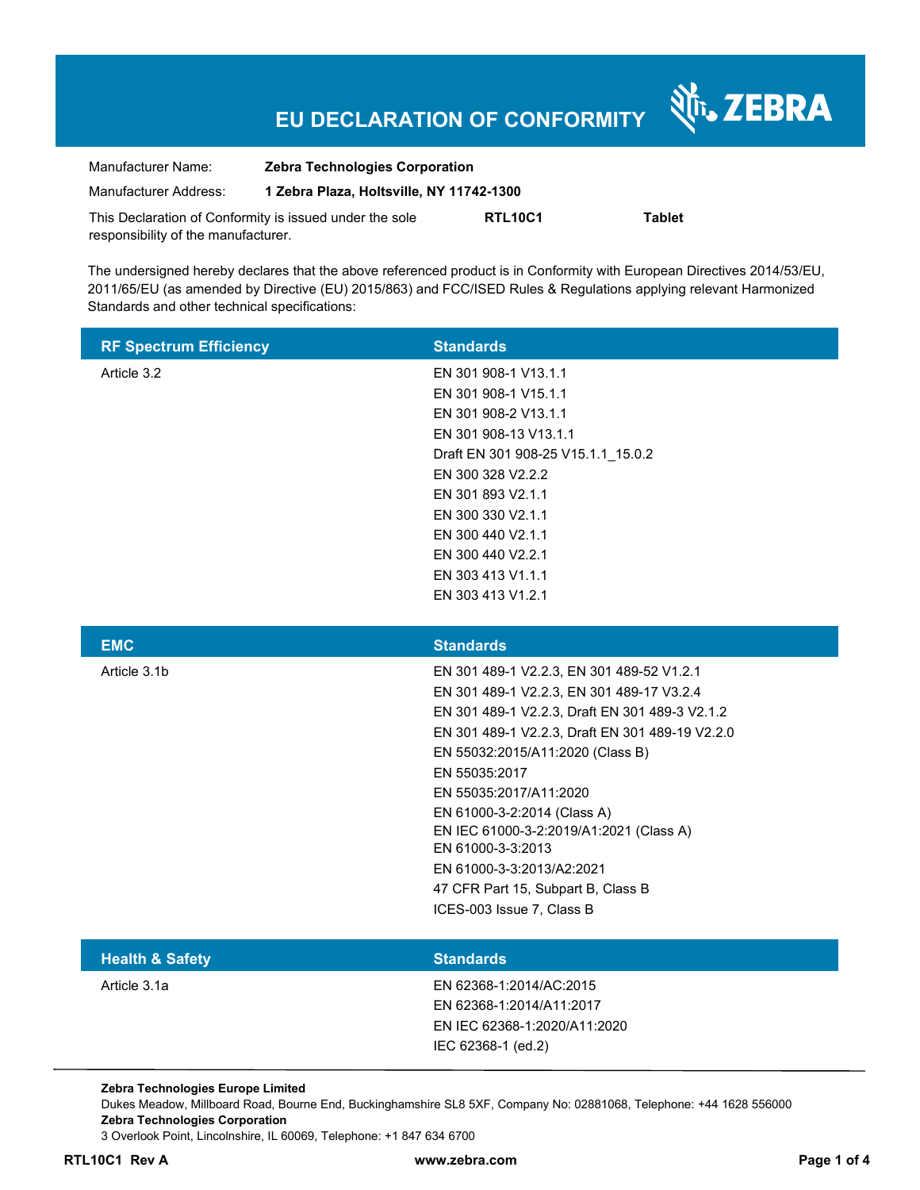# EU DECLARATION OF CONFORMITY

ZEBRA

| | |
|---|---|
| Manufacturer Name: | **Zebra Technologies Corporation** |
| Manufacturer Address: | **1 Zebra Plaza, Holtsville, NY 11742-1300** |

This Declaration of Conformity is issued under the sole responsibility of the manufacturer. **RTL10C1** **Tablet**

The undersigned hereby declares that the above referenced product is in Conformity with European Directives 2014/53/EU, 2011/65/EU (as amended by Directive (EU) 2015/863) and FCC/ISED Rules & Regulations applying relevant Harmonized Standards and other technical specifications:

| RF Spectrum Efficiency | Standards |
|---|---|
| Article 3.2 | EN 301 908-1 V13.1.1 |
| | EN 301 908-1 V15.1.1 |
| | EN 301 908-2 V13.1.1 |
| | EN 301 908-13 V13.1.1 |
| | Draft EN 301 908-25 V15.1.1_15.0.2 |
| | EN 300 328 V2.2.2 |
| | EN 301 893 V2.1.1 |
| | EN 300 330 V2.1.1 |
| | EN 300 440 V2.1.1 |
| | EN 300 440 V2.2.1 |
| | EN 303 413 V1.1.1 |
| | EN 303 413 V1.2.1 |

| EMC | Standards |
|---|---|
| Article 3.1b | EN 301 489-1 V2.2.3, EN 301 489-52 V1.2.1 |
| | EN 301 489-1 V2.2.3, EN 301 489-17 V3.2.4 |
| | EN 301 489-1 V2.2.3, Draft EN 301 489-3 V2.1.2 |
| | EN 301 489-1 V2.2.3, Draft EN 301 489-19 V2.2.0 |
| | EN 55032:2015/A11:2020 (Class B) |
| | EN 55035:2017 |
| | EN 55035:2017/A11:2020 |
| | EN 61000-3-2:2014 (Class A) |
| | EN IEC 61000-3-2:2019/A1:2021 (Class A) |
| | EN 61000-3-3:2013 |
| | EN 61000-3-3:2013/A2:2021 |
| | 47 CFR Part 15, Subpart B, Class B |
| | ICES-003 Issue 7, Class B |

| Health & Safety | Standards |
|---|---|
| Article 3.1a | EN 62368-1:2014/AC:2015 |
| | EN 62368-1:2014/A11:2017 |
| | EN IEC 62368-1:2020/A11:2020 |
| | IEC 62368-1 (ed.2) |

**Zebra Technologies Europe Limited**
Dukes Meadow, Millboard Road, Bourne End, Buckinghamshire SL8 5XF, Company No: 02881068, Telephone: +44 1628 556000
**Zebra Technologies Corporation**
3 Overlook Point, Lincolnshire, IL 60069, Telephone: +1 847 634 6700

**RTL10C1 Rev A** **www.zebra.com**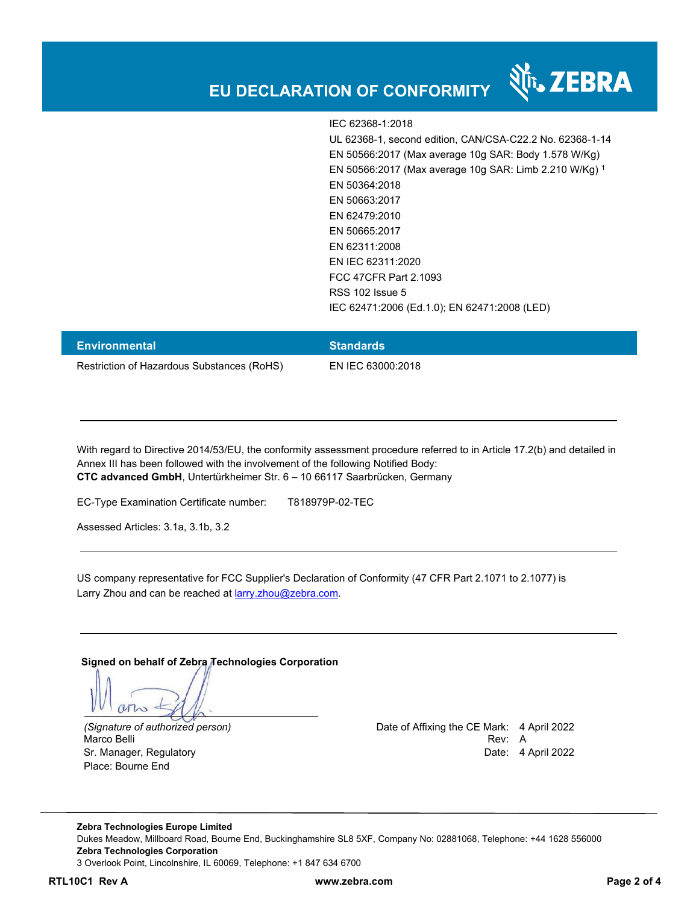# EU DECLARATION OF CONFORMITY

IEC 62368-1:2018
UL 62368-1, second edition, CAN/CSA-C22.2 No. 62368-1-14
EN 50566:2017 (Max average 10g SAR: Body 1.578 W/Kg)
EN 50566:2017 (Max average 10g SAR: Limb 2.210 W/Kg) [1]
EN 50364:2018
EN 50663:2017
EN 62479:2010
EN 50665:2017
EN 62311:2008
EN IEC 62311:2020
FCC 47CFR Part 2.1093
RSS 102 Issue 5
IEC 62471:2006 (Ed.1.0); EN 62471:2008 (LED)

| Environmental | Standards |
|---|---|
| Restriction of Hazardous Substances (RoHS) | EN IEC 63000:2018 |

---

With regard to Directive 2014/53/EU, the conformity assessment procedure referred to in Article 17.2(b) and detailed in Annex III has been followed with the involvement of the following Notified Body:
**CTC advanced GmbH**, Untertürkheimer Str. 6 – 10 66117 Saarbrücken, Germany

EC-Type Examination Certificate number: T818979P-02-TEC

Assessed Articles: 3.1a, 3.1b, 3.2

---

US company representative for FCC Supplier's Declaration of Conformity (47 CFR Part 2.1071 to 2.1077) is Larry Zhou and can be reached at larry.zhou@zebra.com.

---

**Signed on behalf of Zebra Technologies Corporation**

*(Signature of authorized person)*
Marco Belli
Sr. Manager, Regulatory
Place: Bourne End

Date of Affixing the CE Mark: 4 April 2022
Rev: A
Date: 4 April 2022

**Zebra Technologies Europe Limited**
Dukes Meadow, Millboard Road, Bourne End, Buckinghamshire SL8 5XF, Company No: 02881068, Telephone: +44 1628 556000
**Zebra Technologies Corporation**
3 Overlook Point, Lincolnshire, IL 60069, Telephone: +1 847 634 6700

**RTL10C1 Rev A** **www.zebra.com**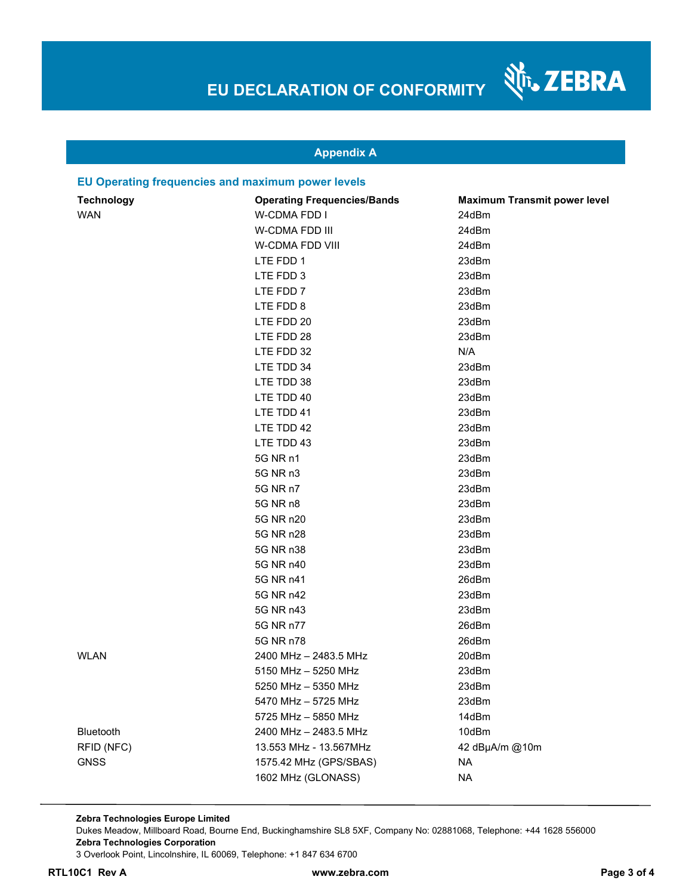# EU DECLARATION OF CONFORMITY

## Appendix A

### EU Operating frequencies and maximum power levels

| Technology | Operating Frequencies/Bands | Maximum Transmit power level |
|---|---|---|
| WAN | W-CDMA FDD I | 24dBm |
| | W-CDMA FDD III | 24dBm |
| | W-CDMA FDD VIII | 24dBm |
| | LTE FDD 1 | 23dBm |
| | LTE FDD 3 | 23dBm |
| | LTE FDD 7 | 23dBm |
| | LTE FDD 8 | 23dBm |
| | LTE FDD 20 | 23dBm |
| | LTE FDD 28 | 23dBm |
| | LTE FDD 32 | N/A |
| | LTE TDD 34 | 23dBm |
| | LTE TDD 38 | 23dBm |
| | LTE TDD 40 | 23dBm |
| | LTE TDD 41 | 23dBm |
| | LTE TDD 42 | 23dBm |
| | LTE TDD 43 | 23dBm |
| | 5G NR n1 | 23dBm |
| | 5G NR n3 | 23dBm |
| | 5G NR n7 | 23dBm |
| | 5G NR n8 | 23dBm |
| | 5G NR n20 | 23dBm |
| | 5G NR n28 | 23dBm |
| | 5G NR n38 | 23dBm |
| | 5G NR n40 | 23dBm |
| | 5G NR n41 | 26dBm |
| | 5G NR n42 | 23dBm |
| | 5G NR n43 | 23dBm |
| | 5G NR n77 | 26dBm |
| | 5G NR n78 | 26dBm |
| WLAN | 2400 MHz – 2483.5 MHz | 20dBm |
| | 5150 MHz – 5250 MHz | 23dBm |
| | 5250 MHz – 5350 MHz | 23dBm |
| | 5470 MHz – 5725 MHz | 23dBm |
| | 5725 MHz – 5850 MHz | 14dBm |
| Bluetooth | 2400 MHz – 2483.5 MHz | 10dBm |
| RFID (NFC) | 13.553 MHz - 13.567MHz | 42 dBμA/m @10m |
| GNSS | 1575.42 MHz (GPS/SBAS) | NA |
| | 1602 MHz (GLONASS) | NA |

**Zebra Technologies Europe Limited**
Dukes Meadow, Millboard Road, Bourne End, Buckinghamshire SL8 5XF, Company No: 02881068, Telephone: +44 1628 556000
**Zebra Technologies Corporation**
3 Overlook Point, Lincolnshire, IL 60069, Telephone: +1 847 634 6700

**RTL10C1 Rev A** **www.zebra.com**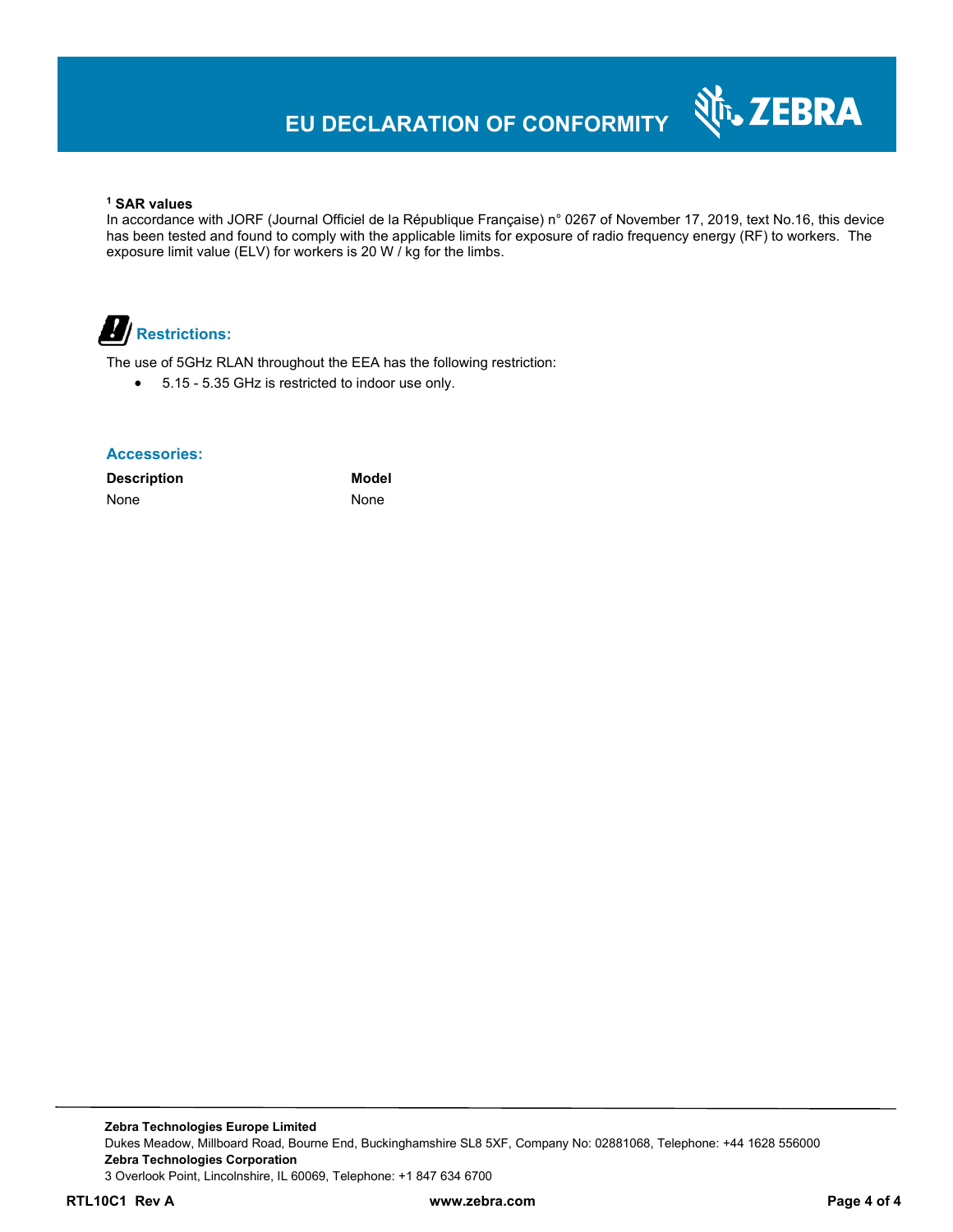[1] **SAR values**

In accordance with JORF (Journal Officiel de la République Française) n° 0267 of November 17, 2019, text No.16, this device has been tested and found to comply with the applicable limits for exposure of radio frequency energy (RF) to workers. The exposure limit value (ELV) for workers is 20 W / kg for the limbs.

## Restrictions:

The use of 5GHz RLAN throughout the EEA has the following restriction:

- 5.15 - 5.35 GHz is restricted to indoor use only.

## Accessories:

| Description | Model |
|---|---|
| None | None |

**Zebra Technologies Europe Limited**
Dukes Meadow, Millboard Road, Bourne End, Buckinghamshire SL8 5XF, Company No: 02881068, Telephone: +44 1628 556000
**Zebra Technologies Corporation**
3 Overlook Point, Lincolnshire, IL 60069, Telephone: +1 847 634 6700